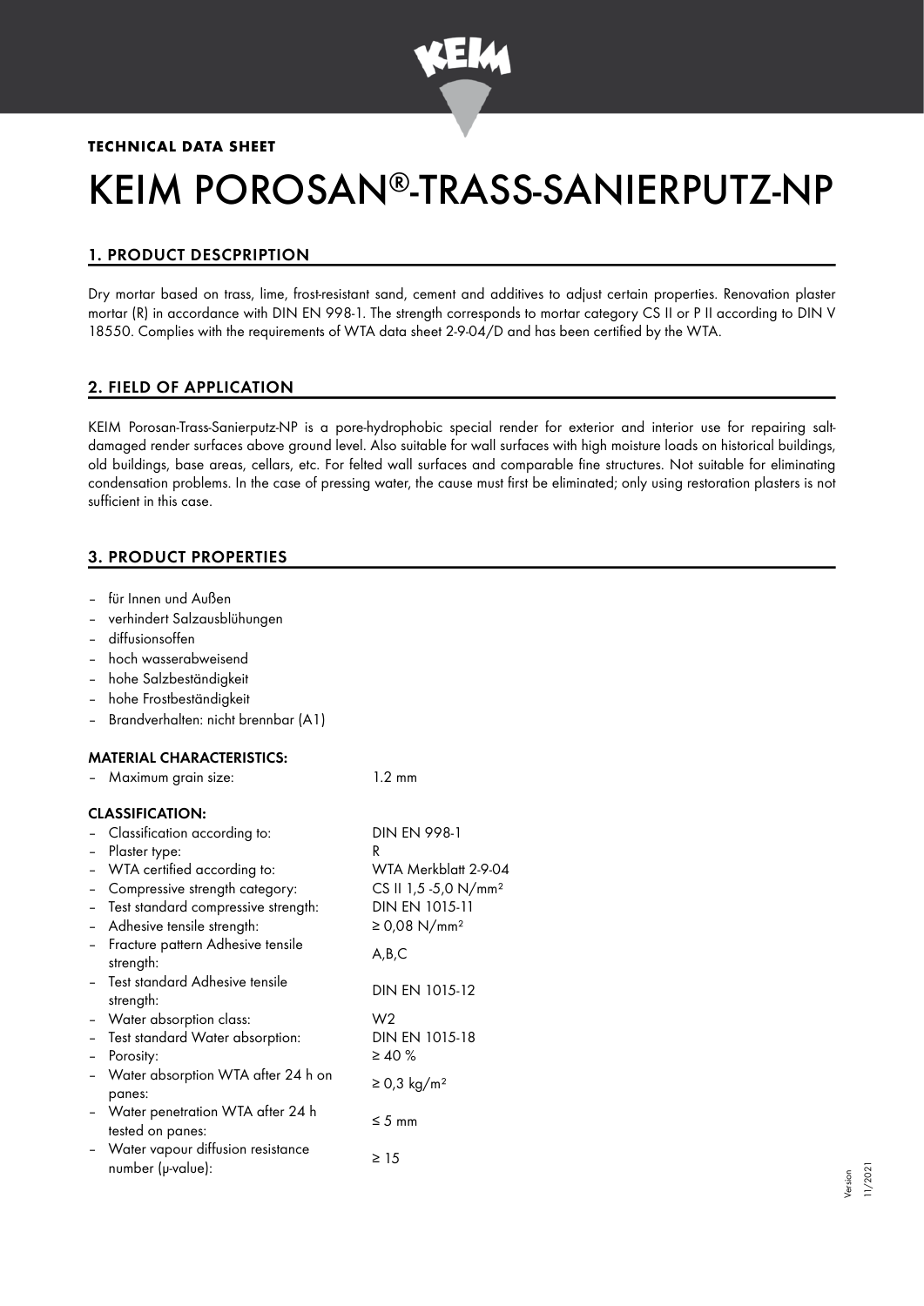**TECHNICAL DATA SHEET**

# KEIM POROSAN®-TRASS-SANIERPUTZ-NP

## 1. PRODUCT DESCPRIPTION

Dry mortar based on trass, lime, frost-resistant sand, cement and additives to adjust certain properties. Renovation plaster mortar (R) in accordance with DIN EN 998-1. The strength corresponds to mortar category CS II or P II according to DIN V 18550. Complies with the requirements of WTA data sheet 2-9-04/D and has been certified by the WTA.

## 2. FIELD OF APPLICATION

KEIM Porosan-Trass-Sanierputz-NP is a pore-hydrophobic special render for exterior and interior use for repairing salt-damaged render surfaces above ground level. Also suitable for wall surfaces with high moisture loads on historical buildings, old buildings, base areas, cellars, etc. For felted wall surfaces and comparable fine structures. Not suitable for eliminating condensation problems. In the case of pressing water, the cause must first be eliminated; only using restoration plasters is not sufficient in this case.

## 3. PRODUCT PROPERTIES

- für Innen und Außen
- verhindert Salzausblühungen
- diffusionsoffen
- hoch wasserabweisend
- hohe Salzbeständigkeit
- hohe Frostbeständigkeit
- Brandverhalten: nicht brennbar (A1)

### MATERIAL CHARACTERISTICS:

| | |
|---|---|
| – Maximum grain size: | 1.2 mm |

### CLASSIFICATION:

| | |
|---|---|
| – Classification according to: | DIN EN 998-1 |
| – Plaster type: | R |
| – WTA certified according to: | WTA Merkblatt 2-9-04 |
| – Compressive strength category: | CS II 1,5 -5,0 N/mm² |
| – Test standard compressive strength: | DIN EN 1015-11 |
| – Adhesive tensile strength: | ≥ 0,08 N/mm² |
| – Fracture pattern Adhesive tensile strength: | A,B,C |
| – Test standard Adhesive tensile strength: | DIN EN 1015-12 |
| – Water absorption class: | W2 |
| – Test standard Water absorption: | DIN EN 1015-18 |
| – Porosity: | ≥ 40 % |
| – Water absorption WTA after 24 h on panes: | ≥ 0,3 kg/m² |
| – Water penetration WTA after 24 h tested on panes: | ≤ 5 mm |
| – Water vapour diffusion resistance number (µ-value): | ≥ 15 |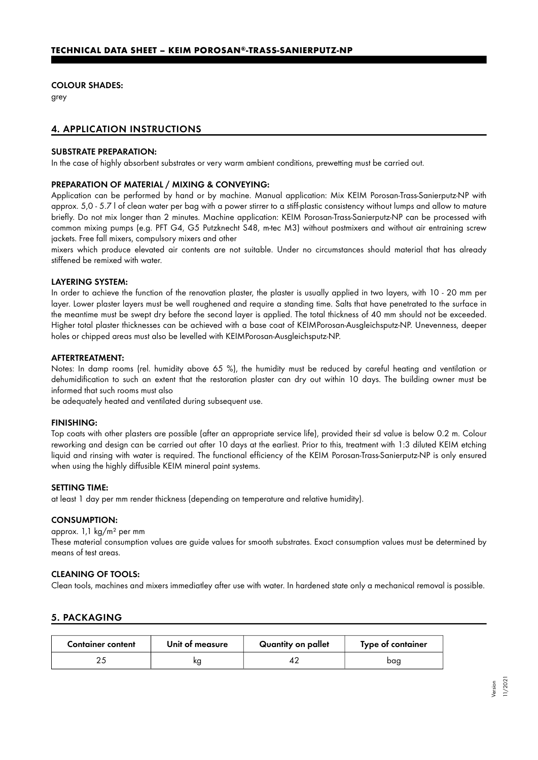**COLOUR SHADES:**

grey

## 4. APPLICATION INSTRUCTIONS

**SUBSTRATE PREPARATION:**

In the case of highly absorbent substrates or very warm ambient conditions, prewetting must be carried out.

**PREPARATION OF MATERIAL / MIXING & CONVEYING:**

Application can be performed by hand or by machine. Manual application: Mix KEIM Porosan-Trass-Sanierputz-NP with approx. 5,0 - 5.7 l of clean water per bag with a power stirrer to a stiff-plastic consistency without lumps and allow to mature briefly. Do not mix longer than 2 minutes. Machine application: KEIM Porosan-Trass-Sanierputz-NP can be processed with common mixing pumps (e.g. PFT G4, G5 Putzknecht S48, m-tec M3) without postmixers and without air entraining screw jackets. Free fall mixers, compulsory mixers and other

mixers which produce elevated air contents are not suitable. Under no circumstances should material that has already stiffened be remixed with water.

**LAYERING SYSTEM:**

In order to achieve the function of the renovation plaster, the plaster is usually applied in two layers, with 10 - 20 mm per layer. Lower plaster layers must be well roughened and require a standing time. Salts that have penetrated to the surface in the meantime must be swept dry before the second layer is applied. The total thickness of 40 mm should not be exceeded. Higher total plaster thicknesses can be achieved with a base coat of KEIMPorosan-Ausgleichsputz-NP. Unevenness, deeper holes or chipped areas must also be levelled with KEIMPorosan-Ausgleichsputz-NP.

**AFTERTREATMENT:**

Notes: In damp rooms (rel. humidity above 65 %), the humidity must be reduced by careful heating and ventilation or dehumidification to such an extent that the restoration plaster can dry out within 10 days. The building owner must be informed that such rooms must also

be adequately heated and ventilated during subsequent use.

**FINISHING:**

Top coats with other plasters are possible (after an appropriate service life), provided their sd value is below 0.2 m. Colour reworking and design can be carried out after 10 days at the earliest. Prior to this, treatment with 1:3 diluted KEIM etching liquid and rinsing with water is required. The functional efficiency of the KEIM Porosan-Trass-Sanierputz-NP is only ensured when using the highly diffusible KEIM mineral paint systems.

**SETTING TIME:**

at least 1 day per mm render thickness (depending on temperature and relative humidity).

**CONSUMPTION:**

approx. 1,1 kg/m² per mm

These material consumption values are guide values for smooth substrates. Exact consumption values must be determined by means of test areas.

**CLEANING OF TOOLS:**

Clean tools, machines and mixers immediatley after use with water. In hardened state only a mechanical removal is possible.

## 5. PACKAGING

| Container content | Unit of measure | Quantity on pallet | Type of container |
|---|---|---|---|
| 25 | kg | 42 | bag |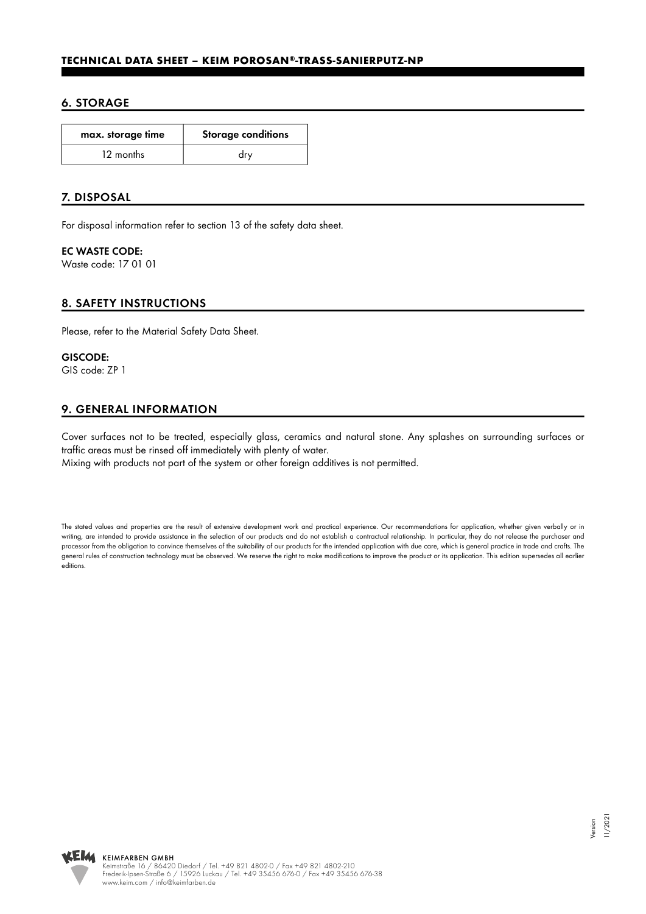## 6. STORAGE

| max. storage time | Storage conditions |
| --- | --- |
| 12 months | dry |

## 7. DISPOSAL

For disposal information refer to section 13 of the safety data sheet.

**EC WASTE CODE:**
Waste code: 17 01 01

## 8. SAFETY INSTRUCTIONS

Please, refer to the Material Safety Data Sheet.

**GISCODE:**
GIS code: ZP 1

## 9. GENERAL INFORMATION

Cover surfaces not to be treated, especially glass, ceramics and natural stone. Any splashes on surrounding surfaces or traffic areas must be rinsed off immediately with plenty of water.
Mixing with products not part of the system or other foreign additives is not permitted.

The stated values and properties are the result of extensive development work and practical experience. Our recommendations for application, whether given verbally or in writing, are intended to provide assistance in the selection of our products and do not establish a contractual relationship. In particular, they do not release the purchaser and processor from the obligation to convince themselves of the suitability of our products for the intended application with due care, which is general practice in trade and crafts. The general rules of construction technology must be observed. We reserve the right to make modifications to improve the product or its application. This edition supersedes all earlier editions.

Version 11/2021

KEIMFARBEN GMBH
Keimstraße 16 / 86420 Diedorf / Tel. +49 821 4802-0 / Fax +49 821 4802-210
Frederik-Ipsen-Straße 6 / 15926 Luckau / Tel. +49 35456 676-0 / Fax +49 35456 676-38
www.keim.com / info@keimfarben.de